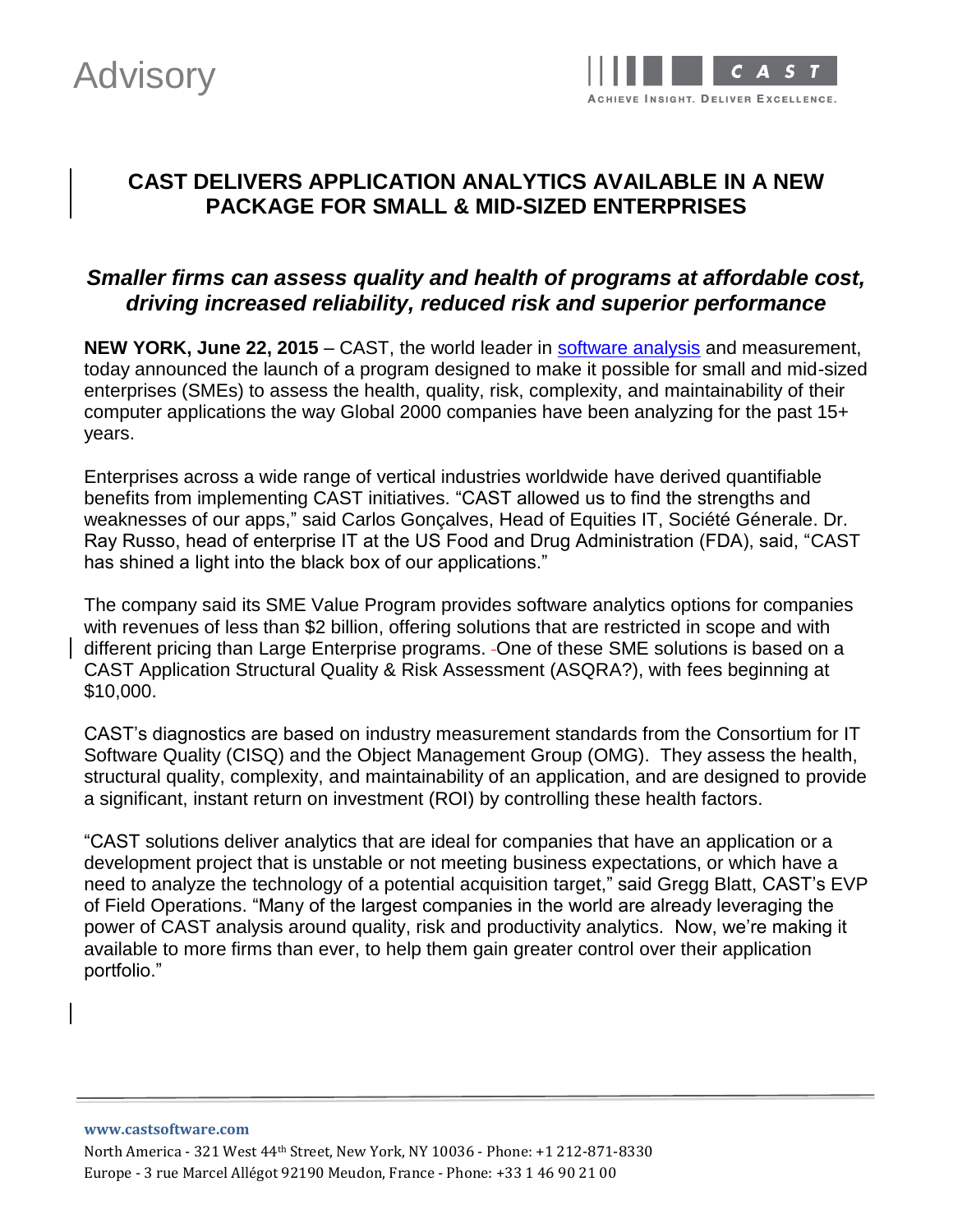Advisory

CAST — Achieve Insight. Deliver Excellence.

# CAST DELIVERS APPLICATION ANALYTICS AVAILABLE IN A NEW PACKAGE FOR SMALL & MID-SIZED ENTERPRISES

## *Smaller firms can assess quality and health of programs at affordable cost, driving increased reliability, reduced risk and superior performance*

**NEW YORK, June 22, 2015** – CAST, the world leader in [software analysis]() and measurement, today announced the launch of a program designed to make it possible for small and mid-sized enterprises (SMEs) to assess the health, quality, risk, complexity, and maintainability of their computer applications the way Global 2000 companies have been analyzing for the past 15+ years.

Enterprises across a wide range of vertical industries worldwide have derived quantifiable benefits from implementing CAST initiatives. "CAST allowed us to find the strengths and weaknesses of our apps," said Carlos Gonçalves, Head of Equities IT, Société Génerale. Dr. Ray Russo, head of enterprise IT at the US Food and Drug Administration (FDA), said, "CAST has shined a light into the black box of our applications."

The company said its SME Value Program provides software analytics options for companies with revenues of less than $2 billion, offering solutions that are restricted in scope and with different pricing than Large Enterprise programs. One of these SME solutions is based on a CAST Application Structural Quality & Risk Assessment (ASQRA?), with fees beginning at $10,000.

CAST's diagnostics are based on industry measurement standards from the Consortium for IT Software Quality (CISQ) and the Object Management Group (OMG). They assess the health, structural quality, complexity, and maintainability of an application, and are designed to provide a significant, instant return on investment (ROI) by controlling these health factors.

"CAST solutions deliver analytics that are ideal for companies that have an application or a development project that is unstable or not meeting business expectations, or which have a need to analyze the technology of a potential acquisition target," said Gregg Blatt, CAST's EVP of Field Operations. "Many of the largest companies in the world are already leveraging the power of CAST analysis around quality, risk and productivity analytics. Now, we're making it available to more firms than ever, to help them gain greater control over their application portfolio."

**www.castsoftware.com**
North America - 321 West 44th Street, New York, NY 10036 - Phone: +1 212-871-8330
Europe - 3 rue Marcel Allégot 92190 Meudon, France - Phone: +33 1 46 90 21 00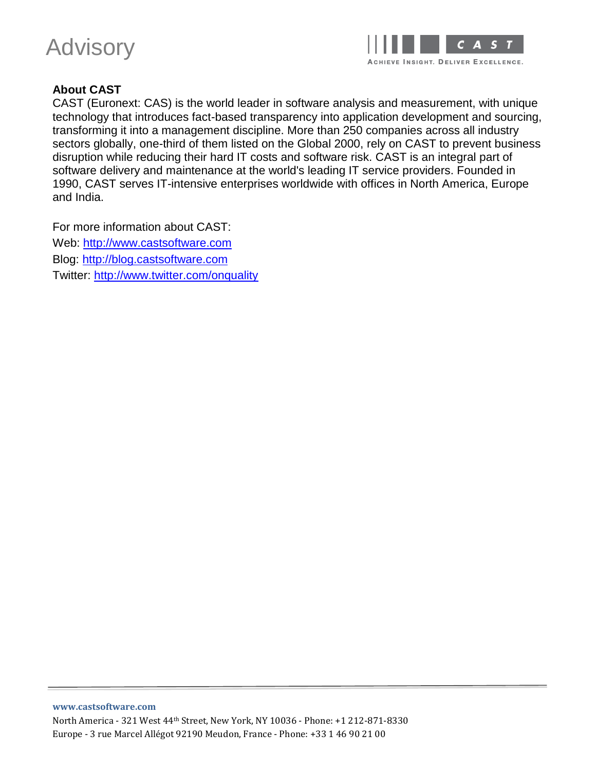## About CAST

CAST (Euronext: CAS) is the world leader in software analysis and measurement, with unique technology that introduces fact-based transparency into application development and sourcing, transforming it into a management discipline. More than 250 companies across all industry sectors globally, one-third of them listed on the Global 2000, rely on CAST to prevent business disruption while reducing their hard IT costs and software risk. CAST is an integral part of software delivery and maintenance at the world's leading IT service providers. Founded in 1990, CAST serves IT-intensive enterprises worldwide with offices in North America, Europe and India.

For more information about CAST:

Web: http://www.castsoftware.com

Blog: http://blog.castsoftware.com

Twitter: http://www.twitter.com/onquality